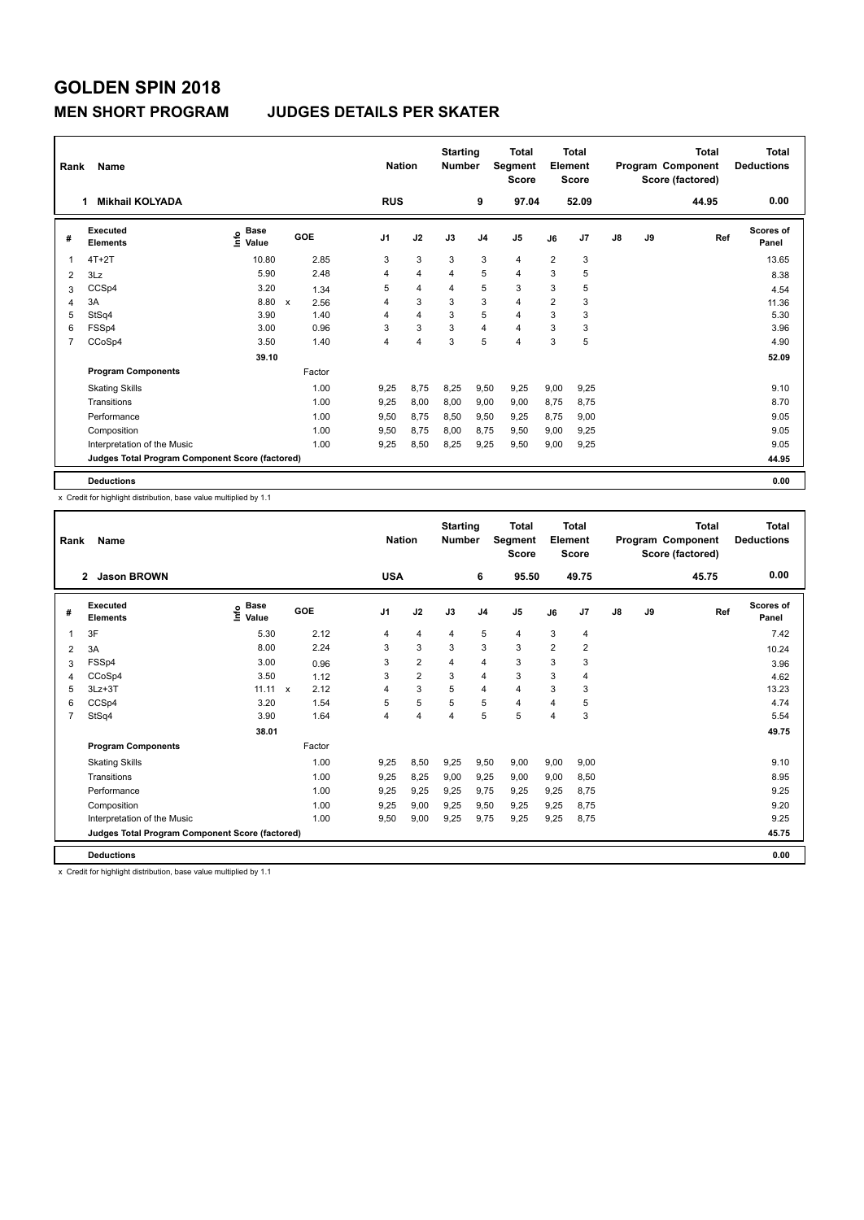# GOLDEN SPIN 2018

## MEN SHORT PROGRAM JUDGES DETAILS PER SKATER

| Rank | Name | Nation | Starting Number | Total Segment Score | Total Element Score | Total Program Component Score (factored) | Total Deductions |
|---|---|---|---|---|---|---|---|
| 1 | Mikhail KOLYADA | RUS | 9 | 97.04 | 52.09 | 44.95 | 0.00 |

| # | Executed Elements | Info | Base Value | | GOE | J1 | J2 | J3 | J4 | J5 | J6 | J7 | J8 | J9 | Ref | Scores of Panel |
|---|---|---|---|---|---|---|---|---|---|---|---|---|---|---|---|---|
| 1 | 4T+2T | | 10.80 | | 2.85 | 3 | 3 | 3 | 3 | 4 | 2 | 3 | | | | 13.65 |
| 2 | 3Lz | | 5.90 | | 2.48 | 4 | 4 | 4 | 5 | 4 | 3 | 5 | | | | 8.38 |
| 3 | CCSp4 | | 3.20 | | 1.34 | 5 | 4 | 4 | 5 | 3 | 3 | 5 | | | | 4.54 |
| 4 | 3A | | 8.80 | x | 2.56 | 4 | 3 | 3 | 3 | 4 | 2 | 3 | | | | 11.36 |
| 5 | StSq4 | | 3.90 | | 1.40 | 4 | 4 | 3 | 5 | 4 | 3 | 3 | | | | 5.30 |
| 6 | FSSp4 | | 3.00 | | 0.96 | 3 | 3 | 3 | 4 | 4 | 3 | 3 | | | | 3.96 |
| 7 | CCoSp4 | | 3.50 | | 1.40 | 4 | 4 | 3 | 5 | 4 | 3 | 5 | | | | 4.90 |
| | | | 39.10 | | | | | | | | | | | | | 52.09 |
| | **Program Components** | | | | Factor | | | | | | | | | | | |
| | Skating Skills | | | | 1.00 | 9,25 | 8,75 | 8,25 | 9,50 | 9,25 | 9,00 | 9,25 | | | | 9.10 |
| | Transitions | | | | 1.00 | 9,25 | 8,00 | 8,00 | 9,00 | 9,00 | 8,75 | 8,75 | | | | 8.70 |
| | Performance | | | | 1.00 | 9,50 | 8,75 | 8,50 | 9,50 | 9,25 | 8,75 | 9,00 | | | | 9.05 |
| | Composition | | | | 1.00 | 9,50 | 8,75 | 8,00 | 8,75 | 9,50 | 9,00 | 9,25 | | | | 9.05 |
| | Interpretation of the Music | | | | 1.00 | 9,25 | 8,50 | 8,25 | 9,25 | 9,50 | 9,00 | 9,25 | | | | 9.05 |
| | **Judges Total Program Component Score (factored)** | | | | | | | | | | | | | | | 44.95 |
| | **Deductions** | | | | | | | | | | | | | | | 0.00 |

x Credit for highlight distribution, base value multiplied by 1.1

| Rank | Name | Nation | Starting Number | Total Segment Score | Total Element Score | Total Program Component Score (factored) | Total Deductions |
|---|---|---|---|---|---|---|---|
| 2 | Jason BROWN | USA | 6 | 95.50 | 49.75 | 45.75 | 0.00 |

| # | Executed Elements | Info | Base Value | | GOE | J1 | J2 | J3 | J4 | J5 | J6 | J7 | J8 | J9 | Ref | Scores of Panel |
|---|---|---|---|---|---|---|---|---|---|---|---|---|---|---|---|---|
| 1 | 3F | | 5.30 | | 2.12 | 4 | 4 | 4 | 5 | 4 | 3 | 4 | | | | 7.42 |
| 2 | 3A | | 8.00 | | 2.24 | 3 | 3 | 3 | 3 | 3 | 2 | 2 | | | | 10.24 |
| 3 | FSSp4 | | 3.00 | | 0.96 | 3 | 2 | 4 | 4 | 3 | 3 | 3 | | | | 3.96 |
| 4 | CCoSp4 | | 3.50 | | 1.12 | 3 | 2 | 3 | 4 | 3 | 3 | 4 | | | | 4.62 |
| 5 | 3Lz+3T | | 11.11 | x | 2.12 | 4 | 3 | 5 | 4 | 4 | 3 | 3 | | | | 13.23 |
| 6 | CCSp4 | | 3.20 | | 1.54 | 5 | 5 | 5 | 5 | 4 | 4 | 5 | | | | 4.74 |
| 7 | StSq4 | | 3.90 | | 1.64 | 4 | 4 | 4 | 5 | 5 | 4 | 3 | | | | 5.54 |
| | | | 38.01 | | | | | | | | | | | | | 49.75 |
| | **Program Components** | | | | Factor | | | | | | | | | | | |
| | Skating Skills | | | | 1.00 | 9,25 | 8,50 | 9,25 | 9,50 | 9,00 | 9,00 | 9,00 | | | | 9.10 |
| | Transitions | | | | 1.00 | 9,25 | 8,25 | 9,00 | 9,25 | 9,00 | 9,00 | 8,50 | | | | 8.95 |
| | Performance | | | | 1.00 | 9,25 | 9,25 | 9,25 | 9,75 | 9,25 | 9,25 | 8,75 | | | | 9.25 |
| | Composition | | | | 1.00 | 9,25 | 9,00 | 9,25 | 9,50 | 9,25 | 9,25 | 8,75 | | | | 9.20 |
| | Interpretation of the Music | | | | 1.00 | 9,50 | 9,00 | 9,25 | 9,75 | 9,25 | 9,25 | 8,75 | | | | 9.25 |
| | **Judges Total Program Component Score (factored)** | | | | | | | | | | | | | | | 45.75 |
| | **Deductions** | | | | | | | | | | | | | | | 0.00 |

x Credit for highlight distribution, base value multiplied by 1.1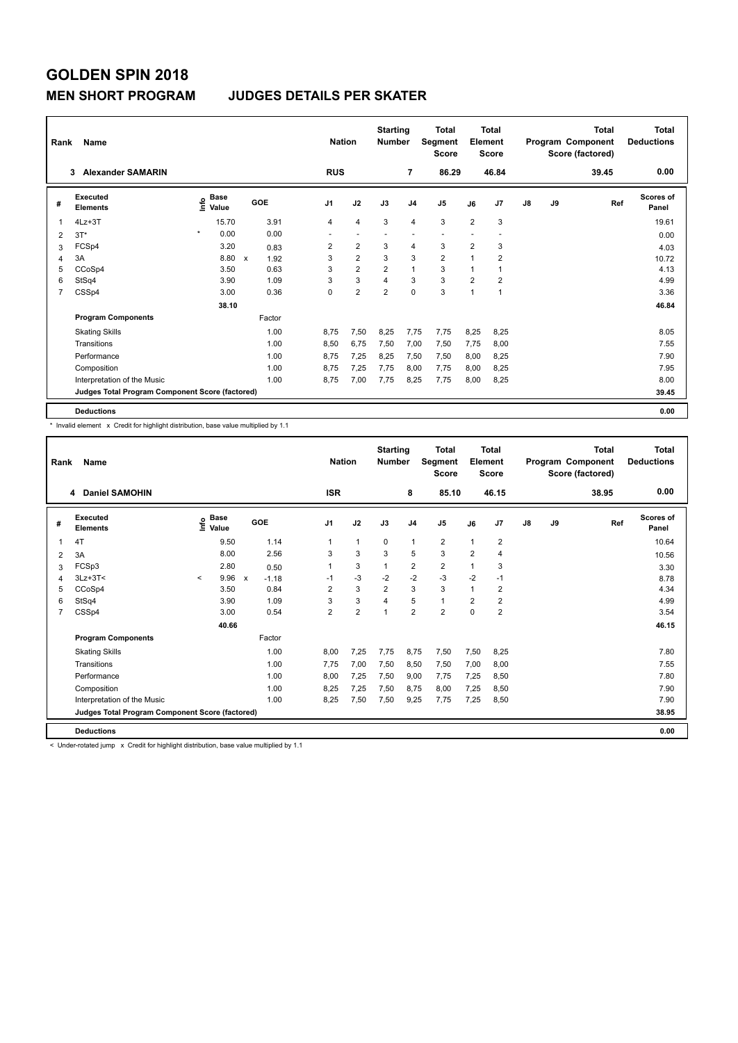# GOLDEN SPIN 2018

## MEN SHORT PROGRAM JUDGES DETAILS PER SKATER

| Rank | Name | Nation | Starting Number | Total Segment Score | Total Element Score | Total Program Component Score (factored) | Total Deductions |
|---|---|---|---|---|---|---|---|
| 3 | Alexander SAMARIN | RUS | 7 | 86.29 | 46.84 | 39.45 | 0.00 |

| # | Executed Elements | Info | Base Value | | GOE | J1 | J2 | J3 | J4 | J5 | J6 | J7 | J8 | J9 | Ref | Scores of Panel |
|---|---|---|---|---|---|---|---|---|---|---|---|---|---|---|---|---|
| 1 | 4Lz+3T | | 15.70 | | 3.91 | 4 | 4 | 3 | 4 | 3 | 2 | 3 | | | | 19.61 |
| 2 | 3T* | * | 0.00 | | 0.00 | - | - | - | - | - | - | - | | | | 0.00 |
| 3 | FCSp4 | | 3.20 | | 0.83 | 2 | 2 | 3 | 4 | 3 | 2 | 3 | | | | 4.03 |
| 4 | 3A | | 8.80 | x | 1.92 | 3 | 2 | 3 | 3 | 2 | 1 | 2 | | | | 10.72 |
| 5 | CCoSp4 | | 3.50 | | 0.63 | 3 | 2 | 2 | 1 | 3 | 1 | 1 | | | | 4.13 |
| 6 | StSq4 | | 3.90 | | 1.09 | 3 | 3 | 4 | 3 | 3 | 2 | 2 | | | | 4.99 |
| 7 | CSSp4 | | 3.00 | | 0.36 | 0 | 2 | 2 | 0 | 3 | 1 | 1 | | | | 3.36 |
| | | | 38.10 | | | | | | | | | | | | | 46.84 |
| | **Program Components** | | | | Factor | | | | | | | | | | | |
| | Skating Skills | | | | 1.00 | 8,75 | 7,50 | 8,25 | 7,75 | 7,75 | 8,25 | 8,25 | | | | 8.05 |
| | Transitions | | | | 1.00 | 8,50 | 6,75 | 7,50 | 7,00 | 7,50 | 7,75 | 8,00 | | | | 7.55 |
| | Performance | | | | 1.00 | 8,75 | 7,25 | 8,25 | 7,50 | 7,50 | 8,00 | 8,25 | | | | 7.90 |
| | Composition | | | | 1.00 | 8,75 | 7,25 | 7,75 | 8,00 | 7,75 | 8,00 | 8,25 | | | | 7.95 |
| | Interpretation of the Music | | | | 1.00 | 8,75 | 7,00 | 7,75 | 8,25 | 7,75 | 8,00 | 8,25 | | | | 8.00 |
| | **Judges Total Program Component Score (factored)** | | | | | | | | | | | | | | | 39.45 |
| | **Deductions** | | | | | | | | | | | | | | | 0.00 |

\* Invalid element x Credit for highlight distribution, base value multiplied by 1.1

| Rank | Name | Nation | Starting Number | Total Segment Score | Total Element Score | Total Program Component Score (factored) | Total Deductions |
|---|---|---|---|---|---|---|---|
| 4 | Daniel SAMOHIN | ISR | 8 | 85.10 | 46.15 | 38.95 | 0.00 |

| # | Executed Elements | Info | Base Value | | GOE | J1 | J2 | J3 | J4 | J5 | J6 | J7 | J8 | J9 | Ref | Scores of Panel |
|---|---|---|---|---|---|---|---|---|---|---|---|---|---|---|---|---|
| 1 | 4T | | 9.50 | | 1.14 | 1 | 1 | 0 | 1 | 2 | 1 | 2 | | | | 10.64 |
| 2 | 3A | | 8.00 | | 2.56 | 3 | 3 | 3 | 5 | 3 | 2 | 4 | | | | 10.56 |
| 3 | FCSp3 | | 2.80 | | 0.50 | 1 | 3 | 1 | 2 | 2 | 1 | 3 | | | | 3.30 |
| 4 | 3Lz+3T< | < | 9.96 | x | -1.18 | -1 | -3 | -2 | -2 | -3 | -2 | -1 | | | | 8.78 |
| 5 | CCoSp4 | | 3.50 | | 0.84 | 2 | 3 | 2 | 3 | 3 | 1 | 2 | | | | 4.34 |
| 6 | StSq4 | | 3.90 | | 1.09 | 3 | 3 | 4 | 5 | 1 | 2 | 2 | | | | 4.99 |
| 7 | CSSp4 | | 3.00 | | 0.54 | 2 | 2 | 1 | 2 | 2 | 0 | 2 | | | | 3.54 |
| | | | 40.66 | | | | | | | | | | | | | 46.15 |
| | **Program Components** | | | | Factor | | | | | | | | | | | |
| | Skating Skills | | | | 1.00 | 8,00 | 7,25 | 7,75 | 8,75 | 7,50 | 7,50 | 8,25 | | | | 7.80 |
| | Transitions | | | | 1.00 | 7,75 | 7,00 | 7,50 | 8,50 | 7,50 | 7,00 | 8,00 | | | | 7.55 |
| | Performance | | | | 1.00 | 8,00 | 7,25 | 7,50 | 9,00 | 7,75 | 7,25 | 8,50 | | | | 7.80 |
| | Composition | | | | 1.00 | 8,25 | 7,25 | 7,50 | 8,75 | 8,00 | 7,25 | 8,50 | | | | 7.90 |
| | Interpretation of the Music | | | | 1.00 | 8,25 | 7,50 | 7,50 | 9,25 | 7,75 | 7,25 | 8,50 | | | | 7.90 |
| | **Judges Total Program Component Score (factored)** | | | | | | | | | | | | | | | 38.95 |
| | **Deductions** | | | | | | | | | | | | | | | 0.00 |

< Under-rotated jump x Credit for highlight distribution, base value multiplied by 1.1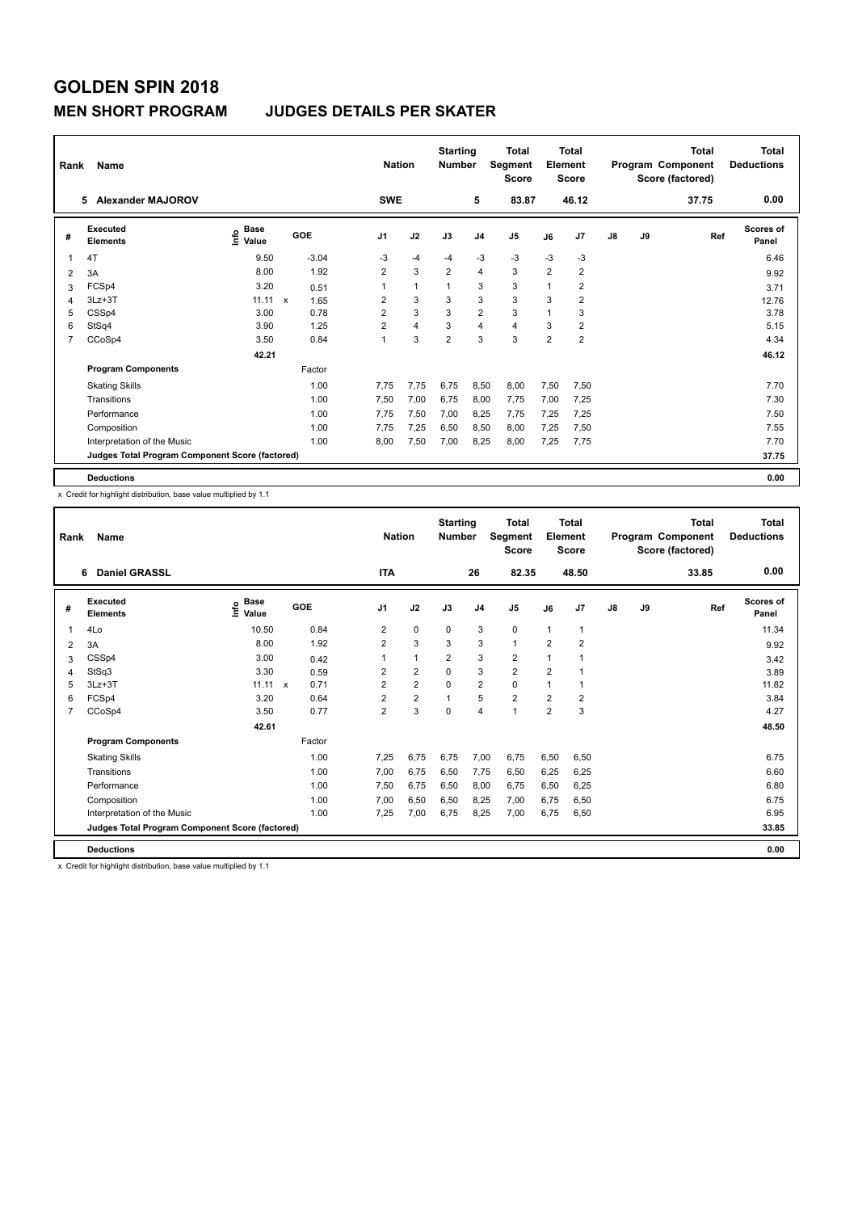# GOLDEN SPIN 2018

## MEN SHORT PROGRAM JUDGES DETAILS PER SKATER

| Rank | Name | Nation | Starting Number | Total Segment Score | Total Element Score | Total Program Component Score (factored) | Total Deductions |
|---|---|---|---|---|---|---|---|
| 5 | Alexander MAJOROV | SWE | 5 | 83.87 | 46.12 | 37.75 | 0.00 |

| # | Executed Elements | Info | Base Value | | GOE | J1 | J2 | J3 | J4 | J5 | J6 | J7 | J8 | J9 | Ref | Scores of Panel |
|---|---|---|---|---|---|---|---|---|---|---|---|---|---|---|---|---|
| 1 | 4T | | 9.50 | | -3.04 | -3 | -4 | -4 | -3 | -3 | -3 | -3 | | | | 6.46 |
| 2 | 3A | | 8.00 | | 1.92 | 2 | 3 | 2 | 4 | 3 | 2 | 2 | | | | 9.92 |
| 3 | FCSp4 | | 3.20 | | 0.51 | 1 | 1 | 1 | 3 | 3 | 1 | 2 | | | | 3.71 |
| 4 | 3Lz+3T | | 11.11 | x | 1.65 | 2 | 3 | 3 | 3 | 3 | 3 | 2 | | | | 12.76 |
| 5 | CSSp4 | | 3.00 | | 0.78 | 2 | 3 | 3 | 2 | 3 | 1 | 3 | | | | 3.78 |
| 6 | StSq4 | | 3.90 | | 1.25 | 2 | 4 | 3 | 4 | 4 | 3 | 2 | | | | 5.15 |
| 7 | CCoSp4 | | 3.50 | | 0.84 | 1 | 3 | 2 | 3 | 3 | 2 | 2 | | | | 4.34 |
| | | | 42.21 | | | | | | | | | | | | | 46.12 |
| | **Program Components** | | | | Factor | | | | | | | | | | | |
| | Skating Skills | | | | 1.00 | 7,75 | 7,75 | 6,75 | 8,50 | 8,00 | 7,50 | 7,50 | | | | 7.70 |
| | Transitions | | | | 1.00 | 7,50 | 7,00 | 6,75 | 8,00 | 7,75 | 7,00 | 7,25 | | | | 7.30 |
| | Performance | | | | 1.00 | 7,75 | 7,50 | 7,00 | 8,25 | 7,75 | 7,25 | 7,25 | | | | 7.50 |
| | Composition | | | | 1.00 | 7,75 | 7,25 | 6,50 | 8,50 | 8,00 | 7,25 | 7,50 | | | | 7.55 |
| | Interpretation of the Music | | | | 1.00 | 8,00 | 7,50 | 7,00 | 8,25 | 8,00 | 7,25 | 7,75 | | | | 7.70 |
| | Judges Total Program Component Score (factored) | | | | | | | | | | | | | | | 37.75 |
| | **Deductions** | | | | | | | | | | | | | | | 0.00 |

x Credit for highlight distribution, base value multiplied by 1.1

| Rank | Name | Nation | Starting Number | Total Segment Score | Total Element Score | Total Program Component Score (factored) | Total Deductions |
|---|---|---|---|---|---|---|---|
| 6 | Daniel GRASSL | ITA | 26 | 82.35 | 48.50 | 33.85 | 0.00 |

| # | Executed Elements | Info | Base Value | | GOE | J1 | J2 | J3 | J4 | J5 | J6 | J7 | J8 | J9 | Ref | Scores of Panel |
|---|---|---|---|---|---|---|---|---|---|---|---|---|---|---|---|---|
| 1 | 4Lo | | 10.50 | | 0.84 | 2 | 0 | 0 | 3 | 0 | 1 | 1 | | | | 11.34 |
| 2 | 3A | | 8.00 | | 1.92 | 2 | 3 | 3 | 3 | 1 | 2 | 2 | | | | 9.92 |
| 3 | CSSp4 | | 3.00 | | 0.42 | 1 | 1 | 2 | 3 | 2 | 1 | 1 | | | | 3.42 |
| 4 | StSq3 | | 3.30 | | 0.59 | 2 | 2 | 0 | 3 | 2 | 2 | 1 | | | | 3.89 |
| 5 | 3Lz+3T | | 11.11 | x | 0.71 | 2 | 2 | 0 | 2 | 0 | 1 | 1 | | | | 11.82 |
| 6 | FCSp4 | | 3.20 | | 0.64 | 2 | 2 | 1 | 5 | 2 | 2 | 2 | | | | 3.84 |
| 7 | CCoSp4 | | 3.50 | | 0.77 | 2 | 3 | 0 | 4 | 1 | 2 | 3 | | | | 4.27 |
| | | | 42.61 | | | | | | | | | | | | | 48.50 |
| | **Program Components** | | | | Factor | | | | | | | | | | | |
| | Skating Skills | | | | 1.00 | 7,25 | 6,75 | 6,75 | 7,00 | 6,75 | 6,50 | 6,50 | | | | 6.75 |
| | Transitions | | | | 1.00 | 7,00 | 6,75 | 6,50 | 7,75 | 6,50 | 6,25 | 6,25 | | | | 6.60 |
| | Performance | | | | 1.00 | 7,50 | 6,75 | 6,50 | 8,00 | 6,75 | 6,50 | 6,25 | | | | 6.80 |
| | Composition | | | | 1.00 | 7,00 | 6,50 | 6,50 | 8,25 | 7,00 | 6,75 | 6,50 | | | | 6.75 |
| | Interpretation of the Music | | | | 1.00 | 7,25 | 7,00 | 6,75 | 8,25 | 7,00 | 6,75 | 6,50 | | | | 6.95 |
| | Judges Total Program Component Score (factored) | | | | | | | | | | | | | | | 33.85 |
| | **Deductions** | | | | | | | | | | | | | | | 0.00 |

x Credit for highlight distribution, base value multiplied by 1.1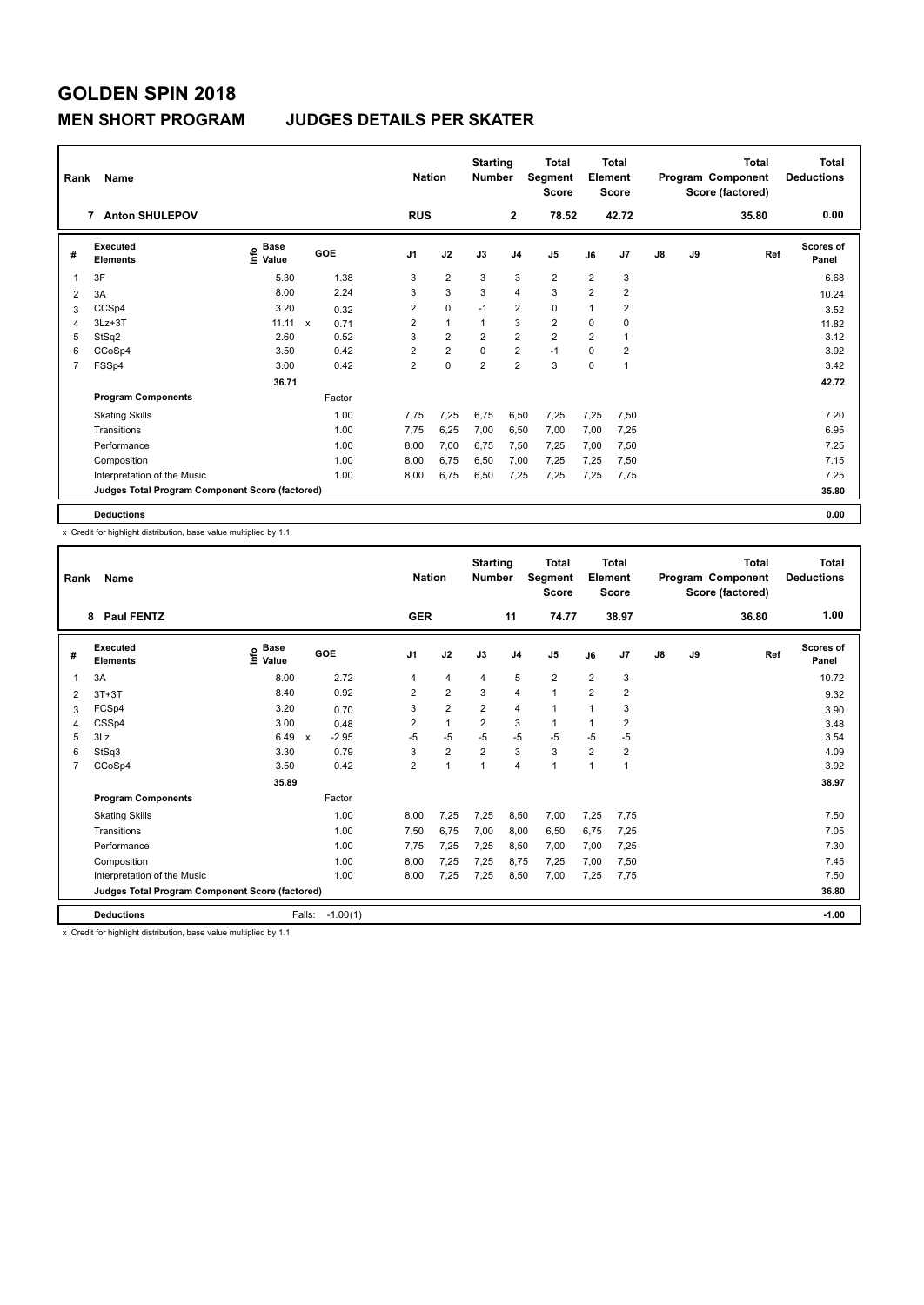# GOLDEN SPIN 2018

## MEN SHORT PROGRAM JUDGES DETAILS PER SKATER

| Rank | Name | Nation | Starting Number | Total Segment Score | Total Element Score | Total Program Component Score (factored) | Total Deductions |
|---|---|---|---|---|---|---|---|
| 7 | Anton SHULEPOV | RUS | 2 | 78.52 | 42.72 | 35.80 | 0.00 |

| # | Executed Elements | Info | Base Value | | GOE | J1 | J2 | J3 | J4 | J5 | J6 | J7 | J8 | J9 | Ref | Scores of Panel |
|---|---|---|---|---|---|---|---|---|---|---|---|---|---|---|---|---|
| 1 | 3F | | 5.30 | | 1.38 | 3 | 2 | 3 | 3 | 2 | 2 | 3 | | | | 6.68 |
| 2 | 3A | | 8.00 | | 2.24 | 3 | 3 | 3 | 4 | 3 | 2 | 2 | | | | 10.24 |
| 3 | CCSp4 | | 3.20 | | 0.32 | 2 | 0 | -1 | 2 | 0 | 1 | 2 | | | | 3.52 |
| 4 | 3Lz+3T | | 11.11 | x | 0.71 | 2 | 1 | 1 | 3 | 2 | 0 | 0 | | | | 11.82 |
| 5 | StSq2 | | 2.60 | | 0.52 | 3 | 2 | 2 | 2 | 2 | 2 | 1 | | | | 3.12 |
| 6 | CCoSp4 | | 3.50 | | 0.42 | 2 | 2 | 0 | 2 | -1 | 0 | 2 | | | | 3.92 |
| 7 | FSSp4 | | 3.00 | | 0.42 | 2 | 0 | 2 | 2 | 3 | 0 | 1 | | | | 3.42 |
| | | | 36.71 | | | | | | | | | | | | | 42.72 |
| | **Program Components** | | | | Factor | | | | | | | | | | | |
| | Skating Skills | | | | 1.00 | 7,75 | 7,25 | 6,75 | 6,50 | 7,25 | 7,25 | 7,50 | | | | 7.20 |
| | Transitions | | | | 1.00 | 7,75 | 6,25 | 7,00 | 6,50 | 7,00 | 7,00 | 7,25 | | | | 6.95 |
| | Performance | | | | 1.00 | 8,00 | 7,00 | 6,75 | 7,50 | 7,25 | 7,00 | 7,50 | | | | 7.25 |
| | Composition | | | | 1.00 | 8,00 | 6,75 | 6,50 | 7,00 | 7,25 | 7,25 | 7,50 | | | | 7.15 |
| | Interpretation of the Music | | | | 1.00 | 8,00 | 6,75 | 6,50 | 7,25 | 7,25 | 7,25 | 7,75 | | | | 7.25 |
| | Judges Total Program Component Score (factored) | | | | | | | | | | | | | | | 35.80 |
| | **Deductions** | | | | | | | | | | | | | | | 0.00 |

x Credit for highlight distribution, base value multiplied by 1.1

| Rank | Name | Nation | Starting Number | Total Segment Score | Total Element Score | Total Program Component Score (factored) | Total Deductions |
|---|---|---|---|---|---|---|---|
| 8 | Paul FENTZ | GER | 11 | 74.77 | 38.97 | 36.80 | 1.00 |

| # | Executed Elements | Info | Base Value | | GOE | J1 | J2 | J3 | J4 | J5 | J6 | J7 | J8 | J9 | Ref | Scores of Panel |
|---|---|---|---|---|---|---|---|---|---|---|---|---|---|---|---|---|
| 1 | 3A | | 8.00 | | 2.72 | 4 | 4 | 4 | 5 | 2 | 2 | 3 | | | | 10.72 |
| 2 | 3T+3T | | 8.40 | | 0.92 | 2 | 2 | 3 | 4 | 1 | 2 | 2 | | | | 9.32 |
| 3 | FCSp4 | | 3.20 | | 0.70 | 3 | 2 | 2 | 4 | 1 | 1 | 3 | | | | 3.90 |
| 4 | CSSp4 | | 3.00 | | 0.48 | 2 | 1 | 2 | 3 | 1 | 1 | 2 | | | | 3.48 |
| 5 | 3Lz | | 6.49 | x | -2.95 | -5 | -5 | -5 | -5 | -5 | -5 | -5 | | | | 3.54 |
| 6 | StSq3 | | 3.30 | | 0.79 | 3 | 2 | 2 | 3 | 3 | 2 | 2 | | | | 4.09 |
| 7 | CCoSp4 | | 3.50 | | 0.42 | 2 | 1 | 1 | 4 | 1 | 1 | 1 | | | | 3.92 |
| | | | 35.89 | | | | | | | | | | | | | 38.97 |
| | **Program Components** | | | | Factor | | | | | | | | | | | |
| | Skating Skills | | | | 1.00 | 8,00 | 7,25 | 7,25 | 8,50 | 7,00 | 7,25 | 7,75 | | | | 7.50 |
| | Transitions | | | | 1.00 | 7,50 | 6,75 | 7,00 | 8,00 | 6,50 | 6,75 | 7,25 | | | | 7.05 |
| | Performance | | | | 1.00 | 7,75 | 7,25 | 7,25 | 8,50 | 7,00 | 7,00 | 7,25 | | | | 7.30 |
| | Composition | | | | 1.00 | 8,00 | 7,25 | 7,25 | 8,75 | 7,25 | 7,00 | 7,50 | | | | 7.45 |
| | Interpretation of the Music | | | | 1.00 | 8,00 | 7,25 | 7,25 | 8,50 | 7,00 | 7,25 | 7,75 | | | | 7.50 |
| | Judges Total Program Component Score (factored) | | | | | | | | | | | | | | | 36.80 |
| | **Deductions** | | Falls: | | -1.00(1) | | | | | | | | | | | -1.00 |

x Credit for highlight distribution, base value multiplied by 1.1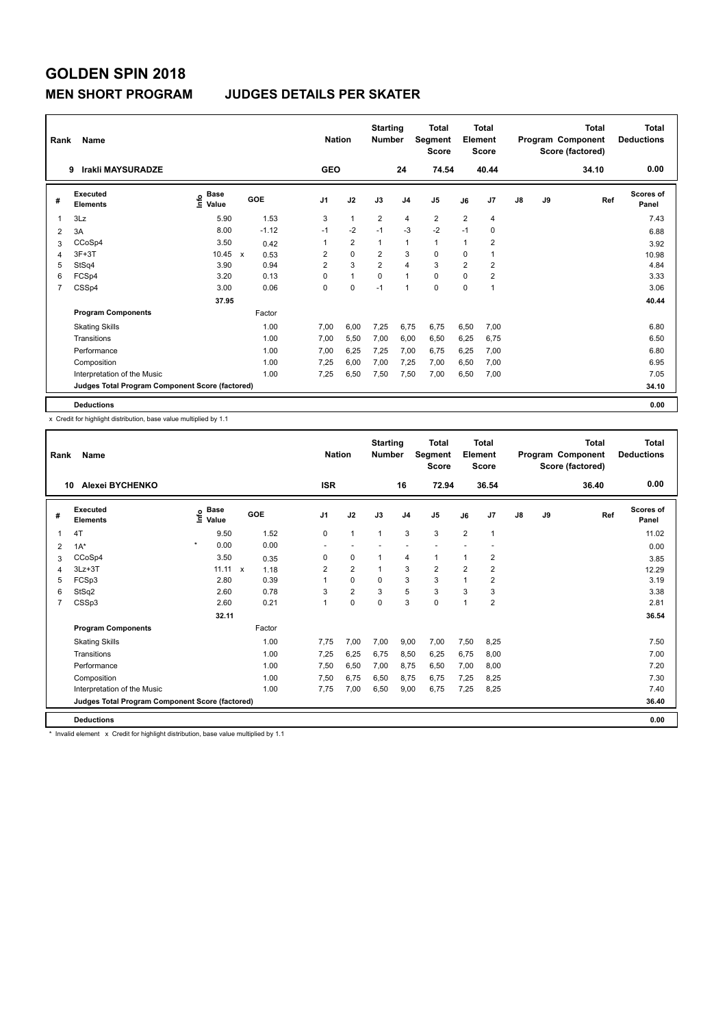# GOLDEN SPIN 2018

## MEN SHORT PROGRAM JUDGES DETAILS PER SKATER

| Rank | Name | Nation | Starting Number | Total Segment Score | Total Element Score | Total Program Component Score (factored) | Total Deductions |
|---|---|---|---|---|---|---|---|
| 9 | Irakli MAYSURADZE | GEO | 24 | 74.54 | 40.44 | 34.10 | 0.00 |

| # | Executed Elements | Info | Base Value | | GOE | J1 | J2 | J3 | J4 | J5 | J6 | J7 | J8 | J9 | Ref | Scores of Panel |
|---|---|---|---|---|---|---|---|---|---|---|---|---|---|---|---|---|
| 1 | 3Lz | | 5.90 | | 1.53 | 3 | 1 | 2 | 4 | 2 | 2 | 4 | | | | 7.43 |
| 2 | 3A | | 8.00 | | -1.12 | -1 | -2 | -1 | -3 | -2 | -1 | 0 | | | | 6.88 |
| 3 | CCoSp4 | | 3.50 | | 0.42 | 1 | 2 | 1 | 1 | 1 | 1 | 2 | | | | 3.92 |
| 4 | 3F+3T | | 10.45 | x | 0.53 | 2 | 0 | 2 | 3 | 0 | 0 | 1 | | | | 10.98 |
| 5 | StSq4 | | 3.90 | | 0.94 | 2 | 3 | 2 | 4 | 3 | 2 | 2 | | | | 4.84 |
| 6 | FCSp4 | | 3.20 | | 0.13 | 0 | 1 | 0 | 1 | 0 | 0 | 2 | | | | 3.33 |
| 7 | CSSp4 | | 3.00 | | 0.06 | 0 | 0 | -1 | 1 | 0 | 0 | 1 | | | | 3.06 |
| | | | 37.95 | | | | | | | | | | | | | 40.44 |
| | **Program Components** | | | | Factor | | | | | | | | | | | |
| | Skating Skills | | | | 1.00 | 7,00 | 6,00 | 7,25 | 6,75 | 6,75 | 6,50 | 7,00 | | | | 6.80 |
| | Transitions | | | | 1.00 | 7,00 | 5,50 | 7,00 | 6,00 | 6,50 | 6,25 | 6,75 | | | | 6.50 |
| | Performance | | | | 1.00 | 7,00 | 6,25 | 7,25 | 7,00 | 6,75 | 6,25 | 7,00 | | | | 6.80 |
| | Composition | | | | 1.00 | 7,25 | 6,00 | 7,00 | 7,25 | 7,00 | 6,50 | 7,00 | | | | 6.95 |
| | Interpretation of the Music | | | | 1.00 | 7,25 | 6,50 | 7,50 | 7,50 | 7,00 | 6,50 | 7,00 | | | | 7.05 |
| | **Judges Total Program Component Score (factored)** | | | | | | | | | | | | | | | 34.10 |
| | **Deductions** | | | | | | | | | | | | | | | 0.00 |

x Credit for highlight distribution, base value multiplied by 1.1

| Rank | Name | Nation | Starting Number | Total Segment Score | Total Element Score | Total Program Component Score (factored) | Total Deductions |
|---|---|---|---|---|---|---|---|
| 10 | Alexei BYCHENKO | ISR | 16 | 72.94 | 36.54 | 36.40 | 0.00 |

| # | Executed Elements | Info | Base Value | | GOE | J1 | J2 | J3 | J4 | J5 | J6 | J7 | J8 | J9 | Ref | Scores of Panel |
|---|---|---|---|---|---|---|---|---|---|---|---|---|---|---|---|---|
| 1 | 4T | | 9.50 | | 1.52 | 0 | 1 | 1 | 3 | 3 | 2 | 1 | | | | 11.02 |
| 2 | 1A* | * | 0.00 | | 0.00 | - | - | - | - | - | - | - | | | | 0.00 |
| 3 | CCoSp4 | | 3.50 | | 0.35 | 0 | 0 | 1 | 4 | 1 | 1 | 2 | | | | 3.85 |
| 4 | 3Lz+3T | | 11.11 | x | 1.18 | 2 | 2 | 1 | 3 | 2 | 2 | 2 | | | | 12.29 |
| 5 | FCSp3 | | 2.80 | | 0.39 | 1 | 0 | 0 | 3 | 3 | 1 | 2 | | | | 3.19 |
| 6 | StSq2 | | 2.60 | | 0.78 | 3 | 2 | 3 | 5 | 3 | 3 | 3 | | | | 3.38 |
| 7 | CSSp3 | | 2.60 | | 0.21 | 1 | 0 | 0 | 3 | 0 | 1 | 2 | | | | 2.81 |
| | | | 32.11 | | | | | | | | | | | | | 36.54 |
| | **Program Components** | | | | Factor | | | | | | | | | | | |
| | Skating Skills | | | | 1.00 | 7,75 | 7,00 | 7,00 | 9,00 | 7,00 | 7,50 | 8,25 | | | | 7.50 |
| | Transitions | | | | 1.00 | 7,25 | 6,25 | 6,75 | 8,50 | 6,25 | 6,75 | 8,00 | | | | 7.00 |
| | Performance | | | | 1.00 | 7,50 | 6,50 | 7,00 | 8,75 | 6,50 | 7,00 | 8,00 | | | | 7.20 |
| | Composition | | | | 1.00 | 7,50 | 6,75 | 6,50 | 8,75 | 6,75 | 7,25 | 8,25 | | | | 7.30 |
| | Interpretation of the Music | | | | 1.00 | 7,75 | 7,00 | 6,50 | 9,00 | 6,75 | 7,25 | 8,25 | | | | 7.40 |
| | **Judges Total Program Component Score (factored)** | | | | | | | | | | | | | | | 36.40 |
| | **Deductions** | | | | | | | | | | | | | | | 0.00 |

\* Invalid element x Credit for highlight distribution, base value multiplied by 1.1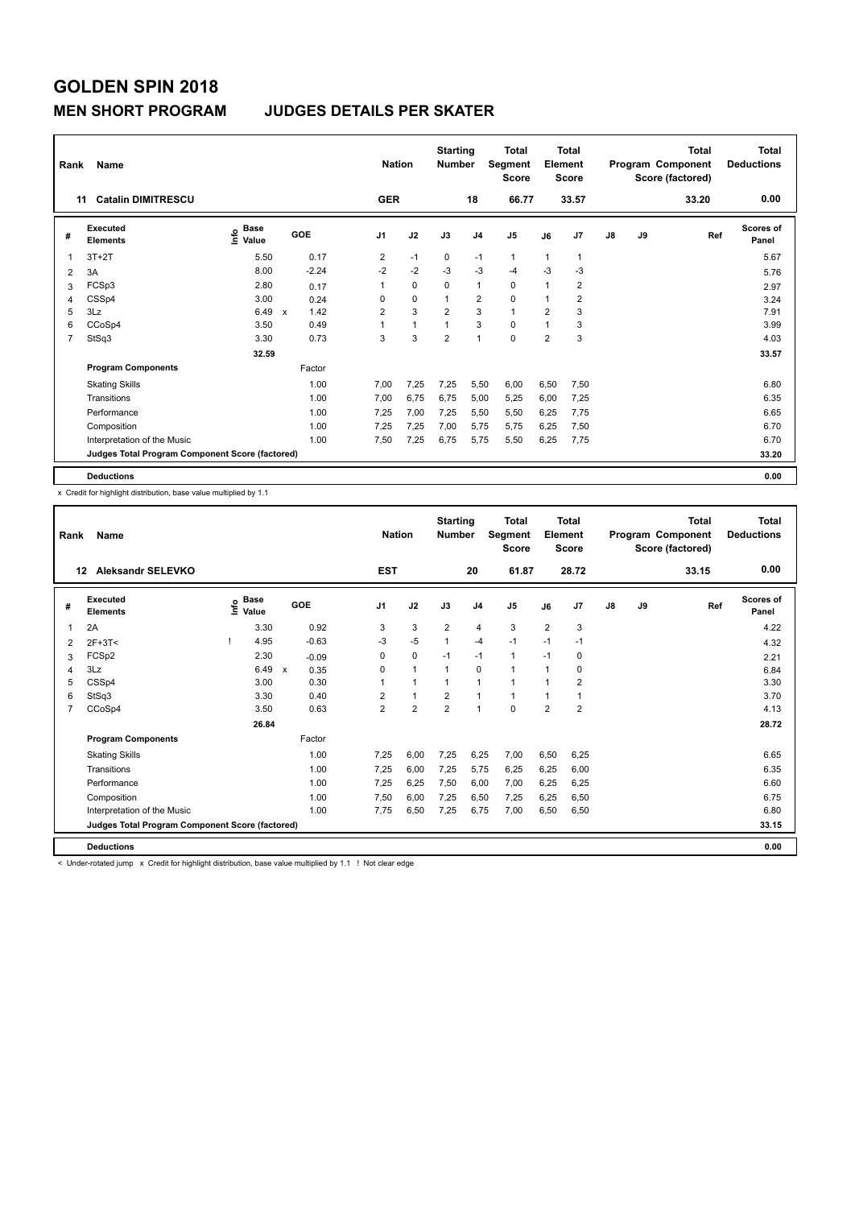# GOLDEN SPIN 2018

## MEN SHORT PROGRAM JUDGES DETAILS PER SKATER

| Rank | Name | Nation | Starting Number | Total Segment Score | Total Element Score | Total Program Component Score (factored) | Total Deductions |
|---|---|---|---|---|---|---|---|
| 11 | Catalin DIMITRESCU | GER | 18 | 66.77 | 33.57 | 33.20 | 0.00 |

| # | Executed Elements | Info | Base Value | | GOE | J1 | J2 | J3 | J4 | J5 | J6 | J7 | J8 | J9 | Ref | Scores of Panel |
|---|---|---|---|---|---|---|---|---|---|---|---|---|---|---|---|---|
| 1 | 3T+2T | | 5.50 | | 0.17 | 2 | -1 | 0 | -1 | 1 | 1 | 1 | | | | 5.67 |
| 2 | 3A | | 8.00 | | -2.24 | -2 | -2 | -3 | -3 | -4 | -3 | -3 | | | | 5.76 |
| 3 | FCSp3 | | 2.80 | | 0.17 | 1 | 0 | 0 | 1 | 0 | 1 | 2 | | | | 2.97 |
| 4 | CSSp4 | | 3.00 | | 0.24 | 0 | 0 | 1 | 2 | 0 | 1 | 2 | | | | 3.24 |
| 5 | 3Lz | | 6.49 | x | 1.42 | 2 | 3 | 2 | 3 | 1 | 2 | 3 | | | | 7.91 |
| 6 | CCoSp4 | | 3.50 | | 0.49 | 1 | 1 | 1 | 3 | 0 | 1 | 3 | | | | 3.99 |
| 7 | StSq3 | | 3.30 | | 0.73 | 3 | 3 | 2 | 1 | 0 | 2 | 3 | | | | 4.03 |
| | | | 32.59 | | | | | | | | | | | | | 33.57 |
| | **Program Components** | | | | Factor | | | | | | | | | | | |
| | Skating Skills | | | | 1.00 | 7,00 | 7,25 | 7,25 | 5,50 | 6,00 | 6,50 | 7,50 | | | | 6.80 |
| | Transitions | | | | 1.00 | 7,00 | 6,75 | 6,75 | 5,00 | 5,25 | 6,00 | 7,25 | | | | 6.35 |
| | Performance | | | | 1.00 | 7,25 | 7,00 | 7,25 | 5,50 | 5,50 | 6,25 | 7,75 | | | | 6.65 |
| | Composition | | | | 1.00 | 7,25 | 7,25 | 7,00 | 5,75 | 5,75 | 6,25 | 7,50 | | | | 6.70 |
| | Interpretation of the Music | | | | 1.00 | 7,50 | 7,25 | 6,75 | 5,75 | 5,50 | 6,25 | 7,75 | | | | 6.70 |
| | **Judges Total Program Component Score (factored)** | | | | | | | | | | | | | | | 33.20 |
| | **Deductions** | | | | | | | | | | | | | | | 0.00 |

x Credit for highlight distribution, base value multiplied by 1.1

| Rank | Name | Nation | Starting Number | Total Segment Score | Total Element Score | Total Program Component Score (factored) | Total Deductions |
|---|---|---|---|---|---|---|---|
| 12 | Aleksandr SELEVKO | EST | 20 | 61.87 | 28.72 | 33.15 | 0.00 |

| # | Executed Elements | Info | Base Value | | GOE | J1 | J2 | J3 | J4 | J5 | J6 | J7 | J8 | J9 | Ref | Scores of Panel |
|---|---|---|---|---|---|---|---|---|---|---|---|---|---|---|---|---|
| 1 | 2A | | 3.30 | | 0.92 | 3 | 3 | 2 | 4 | 3 | 2 | 3 | | | | 4.22 |
| 2 | 2F+3T< | ! | 4.95 | | -0.63 | -3 | -5 | 1 | -4 | -1 | -1 | -1 | | | | 4.32 |
| 3 | FCSp2 | | 2.30 | | -0.09 | 0 | 0 | -1 | -1 | 1 | -1 | 0 | | | | 2.21 |
| 4 | 3Lz | | 6.49 | x | 0.35 | 0 | 1 | 1 | 0 | 1 | 1 | 0 | | | | 6.84 |
| 5 | CSSp4 | | 3.00 | | 0.30 | 1 | 1 | 1 | 1 | 1 | 1 | 2 | | | | 3.30 |
| 6 | StSq3 | | 3.30 | | 0.40 | 2 | 1 | 2 | 1 | 1 | 1 | 1 | | | | 3.70 |
| 7 | CCoSp4 | | 3.50 | | 0.63 | 2 | 2 | 2 | 1 | 0 | 2 | 2 | | | | 4.13 |
| | | | 26.84 | | | | | | | | | | | | | 28.72 |
| | **Program Components** | | | | Factor | | | | | | | | | | | |
| | Skating Skills | | | | 1.00 | 7,25 | 6,00 | 7,25 | 6,25 | 7,00 | 6,50 | 6,25 | | | | 6.65 |
| | Transitions | | | | 1.00 | 7,25 | 6,00 | 7,25 | 5,75 | 6,25 | 6,25 | 6,00 | | | | 6.35 |
| | Performance | | | | 1.00 | 7,25 | 6,25 | 7,50 | 6,00 | 7,00 | 6,25 | 6,25 | | | | 6.60 |
| | Composition | | | | 1.00 | 7,50 | 6,00 | 7,25 | 6,50 | 7,25 | 6,25 | 6,50 | | | | 6.75 |
| | Interpretation of the Music | | | | 1.00 | 7,75 | 6,50 | 7,25 | 6,75 | 7,00 | 6,50 | 6,50 | | | | 6.80 |
| | **Judges Total Program Component Score (factored)** | | | | | | | | | | | | | | | 33.15 |
| | **Deductions** | | | | | | | | | | | | | | | 0.00 |

< Under-rotated jump x Credit for highlight distribution, base value multiplied by 1.1 ! Not clear edge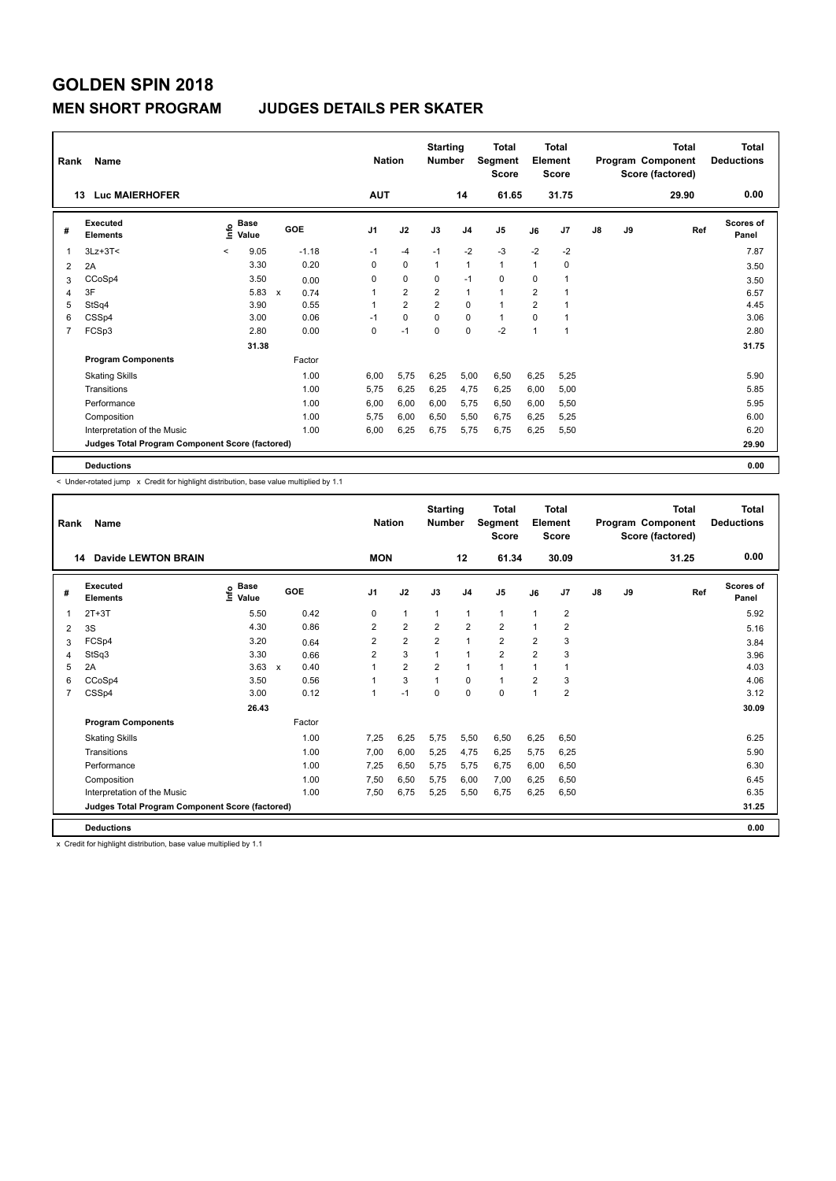# GOLDEN SPIN 2018

## MEN SHORT PROGRAM JUDGES DETAILS PER SKATER

| Rank | Name | Nation | Starting Number | Total Segment Score | Total Element Score | Total Program Component Score (factored) | Total Deductions |
|---|---|---|---|---|---|---|---|
| 13 | Luc MAIERHOFER | AUT | 14 | 61.65 | 31.75 | 29.90 | 0.00 |

| # | Executed Elements | Info | Base Value | | GOE | J1 | J2 | J3 | J4 | J5 | J6 | J7 | J8 | J9 | Ref | Scores of Panel |
|---|---|---|---|---|---|---|---|---|---|---|---|---|---|---|---|---|
| 1 | 3Lz+3T< | < | 9.05 | | -1.18 | -1 | -4 | -1 | -2 | -3 | -2 | -2 | | | | 7.87 |
| 2 | 2A | | 3.30 | | 0.20 | 0 | 0 | 1 | 1 | 1 | 1 | 0 | | | | 3.50 |
| 3 | CCoSp4 | | 3.50 | | 0.00 | 0 | 0 | 0 | -1 | 0 | 0 | 1 | | | | 3.50 |
| 4 | 3F | | 5.83 | x | 0.74 | 1 | 2 | 2 | 1 | 1 | 2 | 1 | | | | 6.57 |
| 5 | StSq4 | | 3.90 | | 0.55 | 1 | 2 | 2 | 0 | 1 | 2 | 1 | | | | 4.45 |
| 6 | CSSp4 | | 3.00 | | 0.06 | -1 | 0 | 0 | 0 | 1 | 0 | 1 | | | | 3.06 |
| 7 | FCSp3 | | 2.80 | | 0.00 | 0 | -1 | 0 | 0 | -2 | 1 | 1 | | | | 2.80 |
| | | | 31.38 | | | | | | | | | | | | | 31.75 |
| | **Program Components** | | | | Factor | | | | | | | | | | | |
| | Skating Skills | | | | 1.00 | 6,00 | 5,75 | 6,25 | 5,00 | 6,50 | 6,25 | 5,25 | | | | 5.90 |
| | Transitions | | | | 1.00 | 5,75 | 6,25 | 6,25 | 4,75 | 6,25 | 6,00 | 5,00 | | | | 5.85 |
| | Performance | | | | 1.00 | 6,00 | 6,00 | 6,00 | 5,75 | 6,50 | 6,00 | 5,50 | | | | 5.95 |
| | Composition | | | | 1.00 | 5,75 | 6,00 | 6,50 | 5,50 | 6,75 | 6,25 | 5,25 | | | | 6.00 |
| | Interpretation of the Music | | | | 1.00 | 6,00 | 6,25 | 6,75 | 5,75 | 6,75 | 6,25 | 5,50 | | | | 6.20 |
| | **Judges Total Program Component Score (factored)** | | | | | | | | | | | | | | | 29.90 |
| | **Deductions** | | | | | | | | | | | | | | | 0.00 |

< Under-rotated jump x Credit for highlight distribution, base value multiplied by 1.1

| Rank | Name | Nation | Starting Number | Total Segment Score | Total Element Score | Total Program Component Score (factored) | Total Deductions |
|---|---|---|---|---|---|---|---|
| 14 | Davide LEWTON BRAIN | MON | 12 | 61.34 | 30.09 | 31.25 | 0.00 |

| # | Executed Elements | Info | Base Value | | GOE | J1 | J2 | J3 | J4 | J5 | J6 | J7 | J8 | J9 | Ref | Scores of Panel |
|---|---|---|---|---|---|---|---|---|---|---|---|---|---|---|---|---|
| 1 | 2T+3T | | 5.50 | | 0.42 | 0 | 1 | 1 | 1 | 1 | 1 | 2 | | | | 5.92 |
| 2 | 3S | | 4.30 | | 0.86 | 2 | 2 | 2 | 2 | 2 | 1 | 2 | | | | 5.16 |
| 3 | FCSp4 | | 3.20 | | 0.64 | 2 | 2 | 2 | 1 | 2 | 2 | 3 | | | | 3.84 |
| 4 | StSq3 | | 3.30 | | 0.66 | 2 | 3 | 1 | 1 | 2 | 2 | 3 | | | | 3.96 |
| 5 | 2A | | 3.63 | x | 0.40 | 1 | 2 | 2 | 1 | 1 | 1 | 1 | | | | 4.03 |
| 6 | CCoSp4 | | 3.50 | | 0.56 | 1 | 3 | 1 | 0 | 1 | 2 | 3 | | | | 4.06 |
| 7 | CSSp4 | | 3.00 | | 0.12 | 1 | -1 | 0 | 0 | 0 | 1 | 2 | | | | 3.12 |
| | | | 26.43 | | | | | | | | | | | | | 30.09 |
| | **Program Components** | | | | Factor | | | | | | | | | | | |
| | Skating Skills | | | | 1.00 | 7,25 | 6,25 | 5,75 | 5,50 | 6,50 | 6,25 | 6,50 | | | | 6.25 |
| | Transitions | | | | 1.00 | 7,00 | 6,00 | 5,25 | 4,75 | 6,25 | 5,75 | 6,25 | | | | 5.90 |
| | Performance | | | | 1.00 | 7,25 | 6,50 | 5,75 | 5,75 | 6,75 | 6,00 | 6,50 | | | | 6.30 |
| | Composition | | | | 1.00 | 7,50 | 6,50 | 5,75 | 6,00 | 7,00 | 6,25 | 6,50 | | | | 6.45 |
| | Interpretation of the Music | | | | 1.00 | 7,50 | 6,75 | 5,25 | 5,50 | 6,75 | 6,25 | 6,50 | | | | 6.35 |
| | **Judges Total Program Component Score (factored)** | | | | | | | | | | | | | | | 31.25 |
| | **Deductions** | | | | | | | | | | | | | | | 0.00 |

x Credit for highlight distribution, base value multiplied by 1.1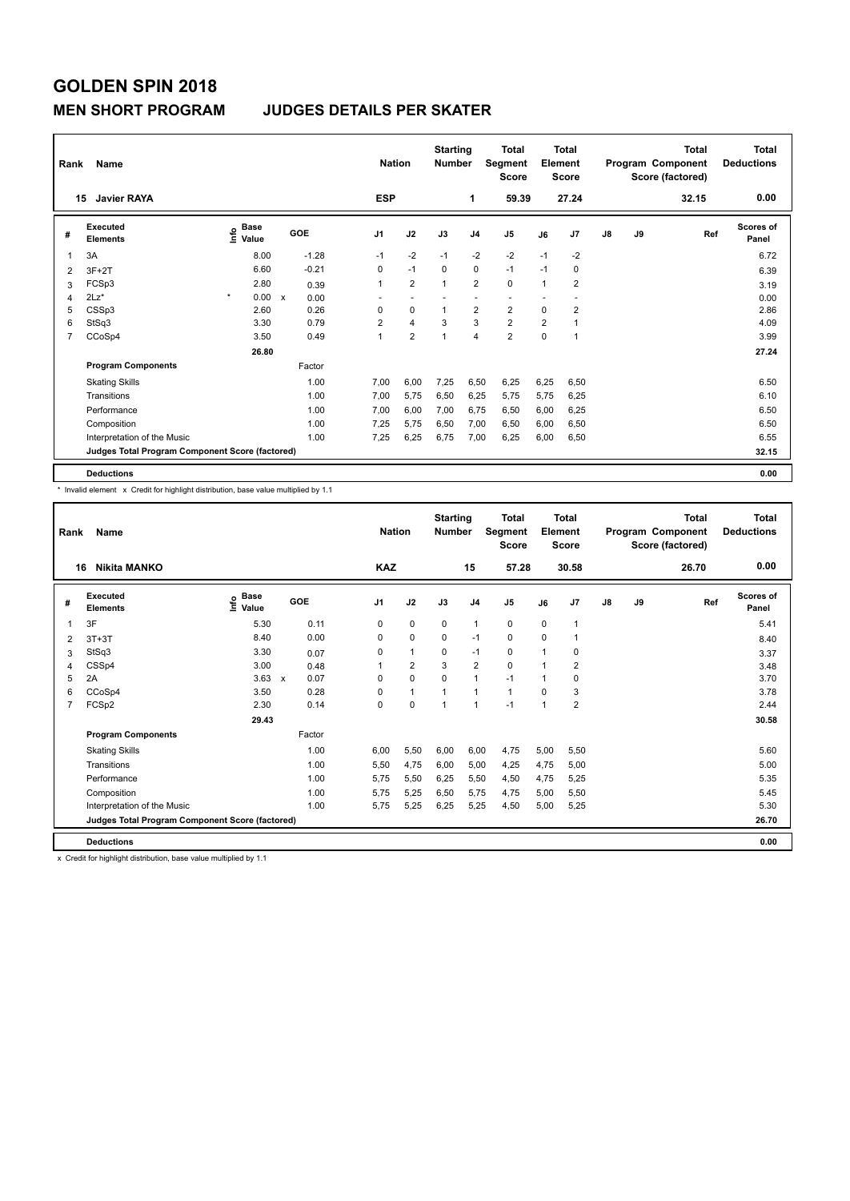# GOLDEN SPIN 2018

## MEN SHORT PROGRAM JUDGES DETAILS PER SKATER

| Rank | Name | Nation | Starting Number | Total Segment Score | Total Element Score | Total Program Component Score (factored) | Total Deductions |
|---|---|---|---|---|---|---|---|
| 15 | Javier RAYA | ESP | 1 | 59.39 | 27.24 | 32.15 | 0.00 |

| # | Executed Elements | Info | Base Value | | GOE | J1 | J2 | J3 | J4 | J5 | J6 | J7 | J8 | J9 | Ref | Scores of Panel |
|---|---|---|---|---|---|---|---|---|---|---|---|---|---|---|---|---|
| 1 | 3A | | 8.00 | | -1.28 | -1 | -2 | -1 | -2 | -2 | -1 | -2 | | | | 6.72 |
| 2 | 3F+2T | | 6.60 | | -0.21 | 0 | -1 | 0 | 0 | -1 | -1 | 0 | | | | 6.39 |
| 3 | FCSp3 | | 2.80 | | 0.39 | 1 | 2 | 1 | 2 | 0 | 1 | 2 | | | | 3.19 |
| 4 | 2Lz* | * | 0.00 | x | 0.00 | - | - | - | - | - | - | - | | | | 0.00 |
| 5 | CSSp3 | | 2.60 | | 0.26 | 0 | 0 | 1 | 2 | 2 | 0 | 2 | | | | 2.86 |
| 6 | StSq3 | | 3.30 | | 0.79 | 2 | 4 | 3 | 3 | 2 | 2 | 1 | | | | 4.09 |
| 7 | CCoSp4 | | 3.50 | | 0.49 | 1 | 2 | 1 | 4 | 2 | 0 | 1 | | | | 3.99 |
| | | | 26.80 | | | | | | | | | | | | | 27.24 |
| | **Program Components** | | | | Factor | | | | | | | | | | | |
| | Skating Skills | | | | 1.00 | 7,00 | 6,00 | 7,25 | 6,50 | 6,25 | 6,25 | 6,50 | | | | 6.50 |
| | Transitions | | | | 1.00 | 7,00 | 5,75 | 6,50 | 6,25 | 5,75 | 5,75 | 6,25 | | | | 6.10 |
| | Performance | | | | 1.00 | 7,00 | 6,00 | 7,00 | 6,75 | 6,50 | 6,00 | 6,25 | | | | 6.50 |
| | Composition | | | | 1.00 | 7,25 | 5,75 | 6,50 | 7,00 | 6,50 | 6,00 | 6,50 | | | | 6.50 |
| | Interpretation of the Music | | | | 1.00 | 7,25 | 6,25 | 6,75 | 7,00 | 6,25 | 6,00 | 6,50 | | | | 6.55 |
| | **Judges Total Program Component Score (factored)** | | | | | | | | | | | | | | | 32.15 |
| | **Deductions** | | | | | | | | | | | | | | | 0.00 |

\* Invalid element x Credit for highlight distribution, base value multiplied by 1.1

| Rank | Name | Nation | Starting Number | Total Segment Score | Total Element Score | Total Program Component Score (factored) | Total Deductions |
|---|---|---|---|---|---|---|---|
| 16 | Nikita MANKO | KAZ | 15 | 57.28 | 30.58 | 26.70 | 0.00 |

| # | Executed Elements | Info | Base Value | | GOE | J1 | J2 | J3 | J4 | J5 | J6 | J7 | J8 | J9 | Ref | Scores of Panel |
|---|---|---|---|---|---|---|---|---|---|---|---|---|---|---|---|---|
| 1 | 3F | | 5.30 | | 0.11 | 0 | 0 | 0 | 1 | 0 | 0 | 1 | | | | 5.41 |
| 2 | 3T+3T | | 8.40 | | 0.00 | 0 | 0 | 0 | -1 | 0 | 0 | 1 | | | | 8.40 |
| 3 | StSq3 | | 3.30 | | 0.07 | 0 | 1 | 0 | -1 | 0 | 1 | 0 | | | | 3.37 |
| 4 | CSSp4 | | 3.00 | | 0.48 | 1 | 2 | 3 | 2 | 0 | 1 | 2 | | | | 3.48 |
| 5 | 2A | | 3.63 | x | 0.07 | 0 | 0 | 0 | 1 | -1 | 1 | 0 | | | | 3.70 |
| 6 | CCoSp4 | | 3.50 | | 0.28 | 0 | 1 | 1 | 1 | 1 | 0 | 3 | | | | 3.78 |
| 7 | FCSp2 | | 2.30 | | 0.14 | 0 | 0 | 1 | 1 | -1 | 1 | 2 | | | | 2.44 |
| | | | 29.43 | | | | | | | | | | | | | 30.58 |
| | **Program Components** | | | | Factor | | | | | | | | | | | |
| | Skating Skills | | | | 1.00 | 6,00 | 5,50 | 6,00 | 6,00 | 4,75 | 5,00 | 5,50 | | | | 5.60 |
| | Transitions | | | | 1.00 | 5,50 | 4,75 | 6,00 | 5,00 | 4,25 | 4,75 | 5,00 | | | | 5.00 |
| | Performance | | | | 1.00 | 5,75 | 5,50 | 6,25 | 5,50 | 4,50 | 4,75 | 5,25 | | | | 5.35 |
| | Composition | | | | 1.00 | 5,75 | 5,25 | 6,50 | 5,75 | 4,75 | 5,00 | 5,50 | | | | 5.45 |
| | Interpretation of the Music | | | | 1.00 | 5,75 | 5,25 | 6,25 | 5,25 | 4,50 | 5,00 | 5,25 | | | | 5.30 |
| | **Judges Total Program Component Score (factored)** | | | | | | | | | | | | | | | 26.70 |
| | **Deductions** | | | | | | | | | | | | | | | 0.00 |

x Credit for highlight distribution, base value multiplied by 1.1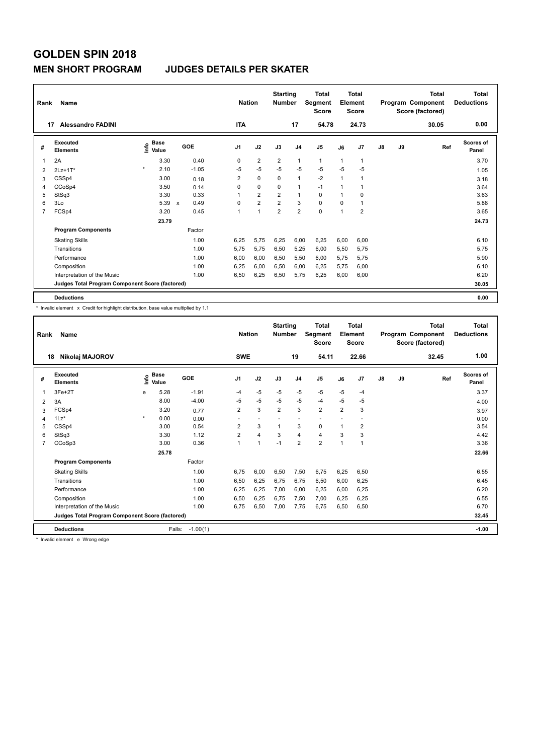# GOLDEN SPIN 2018

## MEN SHORT PROGRAM JUDGES DETAILS PER SKATER

| Rank | Name | Nation | Starting Number | Total Segment Score | Total Element Score | Total Program Component Score (factored) | Total Deductions |
|---|---|---|---|---|---|---|---|
| 17 | Alessandro FADINI | ITA | 17 | 54.78 | 24.73 | 30.05 | 0.00 |

| # | Executed Elements | Info | Base Value | | GOE | J1 | J2 | J3 | J4 | J5 | J6 | J7 | J8 | J9 | Ref | Scores of Panel |
|---|---|---|---|---|---|---|---|---|---|---|---|---|---|---|---|---|
| 1 | 2A | | 3.30 | | 0.40 | 0 | 2 | 2 | 1 | 1 | 1 | 1 | | | | 3.70 |
| 2 | 2Lz+1T* | * | 2.10 | | -1.05 | -5 | -5 | -5 | -5 | -5 | -5 | -5 | | | | 1.05 |
| 3 | CSSp4 | | 3.00 | | 0.18 | 2 | 0 | 0 | 1 | -2 | 1 | 1 | | | | 3.18 |
| 4 | CCoSp4 | | 3.50 | | 0.14 | 0 | 0 | 0 | 1 | -1 | 1 | 1 | | | | 3.64 |
| 5 | StSq3 | | 3.30 | | 0.33 | 1 | 2 | 2 | 1 | 0 | 1 | 0 | | | | 3.63 |
| 6 | 3Lo | | 5.39 | x | 0.49 | 0 | 2 | 2 | 3 | 0 | 0 | 1 | | | | 5.88 |
| 7 | FCSp4 | | 3.20 | | 0.45 | 1 | 1 | 2 | 2 | 0 | 1 | 2 | | | | 3.65 |
| | | | 23.79 | | | | | | | | | | | | | 24.73 |
| | **Program Components** | | | | Factor | | | | | | | | | | | |
| | Skating Skills | | | | 1.00 | 6,25 | 5,75 | 6,25 | 6,00 | 6,25 | 6,00 | 6,00 | | | | 6.10 |
| | Transitions | | | | 1.00 | 5,75 | 5,75 | 6,50 | 5,25 | 6,00 | 5,50 | 5,75 | | | | 5.75 |
| | Performance | | | | 1.00 | 6,00 | 6,00 | 6,50 | 5,50 | 6,00 | 5,75 | 5,75 | | | | 5.90 |
| | Composition | | | | 1.00 | 6,25 | 6,00 | 6,50 | 6,00 | 6,25 | 5,75 | 6,00 | | | | 6.10 |
| | Interpretation of the Music | | | | 1.00 | 6,50 | 6,25 | 6,50 | 5,75 | 6,25 | 6,00 | 6,00 | | | | 6.20 |
| | **Judges Total Program Component Score (factored)** | | | | | | | | | | | | | | | 30.05 |
| | **Deductions** | | | | | | | | | | | | | | | 0.00 |

\* Invalid element x Credit for highlight distribution, base value multiplied by 1.1

| Rank | Name | Nation | Starting Number | Total Segment Score | Total Element Score | Total Program Component Score (factored) | Total Deductions |
|---|---|---|---|---|---|---|---|
| 18 | Nikolaj MAJOROV | SWE | 19 | 54.11 | 22.66 | 32.45 | 1.00 |

| # | Executed Elements | Info | Base Value | GOE | J1 | J2 | J3 | J4 | J5 | J6 | J7 | J8 | J9 | Ref | Scores of Panel |
|---|---|---|---|---|---|---|---|---|---|---|---|---|---|---|---|
| 1 | 3Fe+2T | e | 5.28 | -1.91 | -4 | -5 | -5 | -5 | -5 | -5 | -4 | | | | 3.37 |
| 2 | 3A | | 8.00 | -4.00 | -5 | -5 | -5 | -5 | -4 | -5 | -5 | | | | 4.00 |
| 3 | FCSp4 | | 3.20 | 0.77 | 2 | 3 | 2 | 3 | 2 | 2 | 3 | | | | 3.97 |
| 4 | 1Lz* | * | 0.00 | 0.00 | - | - | - | - | - | - | - | | | | 0.00 |
| 5 | CSSp4 | | 3.00 | 0.54 | 2 | 3 | 1 | 3 | 0 | 1 | 2 | | | | 3.54 |
| 6 | StSq3 | | 3.30 | 1.12 | 2 | 4 | 3 | 4 | 4 | 3 | 3 | | | | 4.42 |
| 7 | CCoSp3 | | 3.00 | 0.36 | 1 | 1 | -1 | 2 | 2 | 1 | 1 | | | | 3.36 |
| | | | 25.78 | | | | | | | | | | | | 22.66 |
| | **Program Components** | | | Factor | | | | | | | | | | | |
| | Skating Skills | | | 1.00 | 6,75 | 6,00 | 6,50 | 7,50 | 6,75 | 6,25 | 6,50 | | | | 6.55 |
| | Transitions | | | 1.00 | 6,50 | 6,25 | 6,75 | 6,75 | 6,50 | 6,00 | 6,25 | | | | 6.45 |
| | Performance | | | 1.00 | 6,25 | 6,25 | 7,00 | 6,00 | 6,25 | 6,00 | 6,25 | | | | 6.20 |
| | Composition | | | 1.00 | 6,50 | 6,25 | 6,75 | 7,50 | 7,00 | 6,25 | 6,25 | | | | 6.55 |
| | Interpretation of the Music | | | 1.00 | 6,75 | 6,50 | 7,00 | 7,75 | 6,75 | 6,50 | 6,50 | | | | 6.70 |
| | **Judges Total Program Component Score (factored)** | | | | | | | | | | | | | | 32.45 |
| | **Deductions** | | Falls: | -1.00(1) | | | | | | | | | | | -1.00 |

\* Invalid element e Wrong edge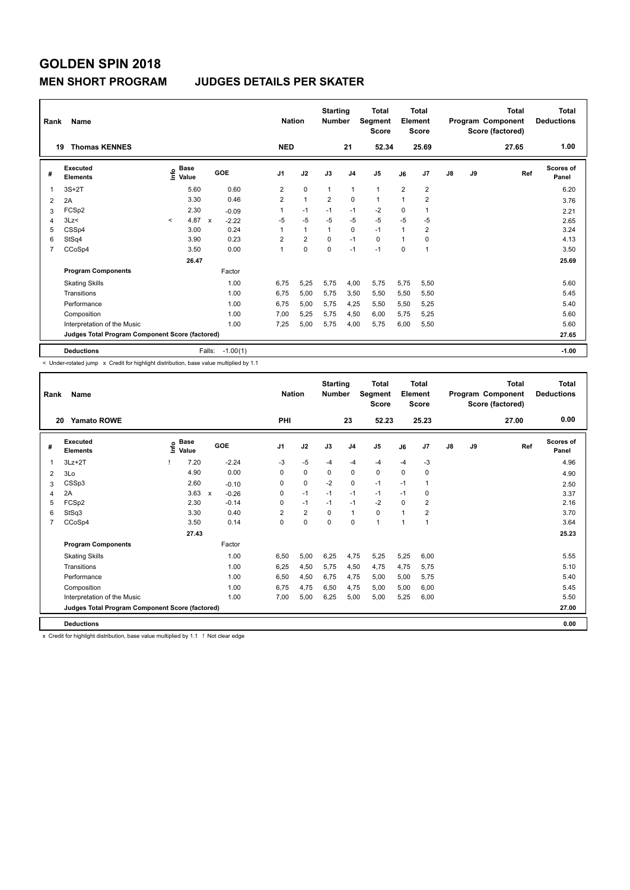# GOLDEN SPIN 2018

## MEN SHORT PROGRAM JUDGES DETAILS PER SKATER

| Rank | Name | Nation | Starting Number | Total Segment Score | Total Element Score | Total Program Component Score (factored) | Total Deductions |
|---|---|---|---|---|---|---|---|
| 19 | Thomas KENNES | NED | 21 | 52.34 | 25.69 | 27.65 | 1.00 |

| # | Executed Elements | Info | Base Value | | GOE | J1 | J2 | J3 | J4 | J5 | J6 | J7 | J8 | J9 | Ref | Scores of Panel |
|---|---|---|---|---|---|---|---|---|---|---|---|---|---|---|---|---|
| 1 | 3S+2T | | 5.60 | | 0.60 | 2 | 0 | 1 | 1 | 1 | 2 | 2 | | | | 6.20 |
| 2 | 2A | | 3.30 | | 0.46 | 2 | 1 | 2 | 0 | 1 | 1 | 2 | | | | 3.76 |
| 3 | FCSp2 | | 2.30 | | -0.09 | 1 | -1 | -1 | -1 | -2 | 0 | 1 | | | | 2.21 |
| 4 | 3Lz< | < | 4.87 | x | -2.22 | -5 | -5 | -5 | -5 | -5 | -5 | -5 | | | | 2.65 |
| 5 | CSSp4 | | 3.00 | | 0.24 | 1 | 1 | 1 | 0 | -1 | 1 | 2 | | | | 3.24 |
| 6 | StSq4 | | 3.90 | | 0.23 | 2 | 2 | 0 | -1 | 0 | 1 | 0 | | | | 4.13 |
| 7 | CCoSp4 | | 3.50 | | 0.00 | 1 | 0 | 0 | -1 | -1 | 0 | 1 | | | | 3.50 |
| | | | 26.47 | | | | | | | | | | | | | 25.69 |
| | **Program Components** | | | | Factor | | | | | | | | | | | |
| | Skating Skills | | | | 1.00 | 6,75 | 5,25 | 5,75 | 4,00 | 5,75 | 5,75 | 5,50 | | | | 5.60 |
| | Transitions | | | | 1.00 | 6,75 | 5,00 | 5,75 | 3,50 | 5,50 | 5,50 | 5,50 | | | | 5.45 |
| | Performance | | | | 1.00 | 6,75 | 5,00 | 5,75 | 4,25 | 5,50 | 5,50 | 5,25 | | | | 5.40 |
| | Composition | | | | 1.00 | 7,00 | 5,25 | 5,75 | 4,50 | 6,00 | 5,75 | 5,25 | | | | 5.60 |
| | Interpretation of the Music | | | | 1.00 | 7,25 | 5,00 | 5,75 | 4,00 | 5,75 | 6,00 | 5,50 | | | | 5.60 |
| | **Judges Total Program Component Score (factored)** | | | | | | | | | | | | | | | 27.65 |
| | **Deductions** | | | Falls: | -1.00(1) | | | | | | | | | | | -1.00 |

< Under-rotated jump x Credit for highlight distribution, base value multiplied by 1.1

| Rank | Name | Nation | Starting Number | Total Segment Score | Total Element Score | Total Program Component Score (factored) | Total Deductions |
|---|---|---|---|---|---|---|---|
| 20 | Yamato ROWE | PHI | 23 | 52.23 | 25.23 | 27.00 | 0.00 |

| # | Executed Elements | Info | Base Value | | GOE | J1 | J2 | J3 | J4 | J5 | J6 | J7 | J8 | J9 | Ref | Scores of Panel |
|---|---|---|---|---|---|---|---|---|---|---|---|---|---|---|---|---|
| 1 | 3Lz+2T | ! | 7.20 | | -2.24 | -3 | -5 | -4 | -4 | -4 | -4 | -3 | | | | 4.96 |
| 2 | 3Lo | | 4.90 | | 0.00 | 0 | 0 | 0 | 0 | 0 | 0 | 0 | | | | 4.90 |
| 3 | CSSp3 | | 2.60 | | -0.10 | 0 | 0 | -2 | 0 | -1 | -1 | 1 | | | | 2.50 |
| 4 | 2A | | 3.63 | x | -0.26 | 0 | -1 | -1 | -1 | -1 | -1 | 0 | | | | 3.37 |
| 5 | FCSp2 | | 2.30 | | -0.14 | 0 | -1 | -1 | -1 | -2 | 0 | 2 | | | | 2.16 |
| 6 | StSq3 | | 3.30 | | 0.40 | 2 | 2 | 0 | 1 | 0 | 1 | 2 | | | | 3.70 |
| 7 | CCoSp4 | | 3.50 | | 0.14 | 0 | 0 | 0 | 0 | 1 | 1 | 1 | | | | 3.64 |
| | | | 27.43 | | | | | | | | | | | | | 25.23 |
| | **Program Components** | | | | Factor | | | | | | | | | | | |
| | Skating Skills | | | | 1.00 | 6,50 | 5,00 | 6,25 | 4,75 | 5,25 | 5,25 | 6,00 | | | | 5.55 |
| | Transitions | | | | 1.00 | 6,25 | 4,50 | 5,75 | 4,50 | 4,75 | 4,75 | 5,75 | | | | 5.10 |
| | Performance | | | | 1.00 | 6,50 | 4,50 | 6,75 | 4,75 | 5,00 | 5,00 | 5,75 | | | | 5.40 |
| | Composition | | | | 1.00 | 6,75 | 4,75 | 6,50 | 4,75 | 5,00 | 5,00 | 6,00 | | | | 5.45 |
| | Interpretation of the Music | | | | 1.00 | 7,00 | 5,00 | 6,25 | 5,00 | 5,00 | 5,25 | 6,00 | | | | 5.50 |
| | **Judges Total Program Component Score (factored)** | | | | | | | | | | | | | | | 27.00 |
| | **Deductions** | | | | | | | | | | | | | | | 0.00 |

x Credit for highlight distribution, base value multiplied by 1.1 ! Not clear edge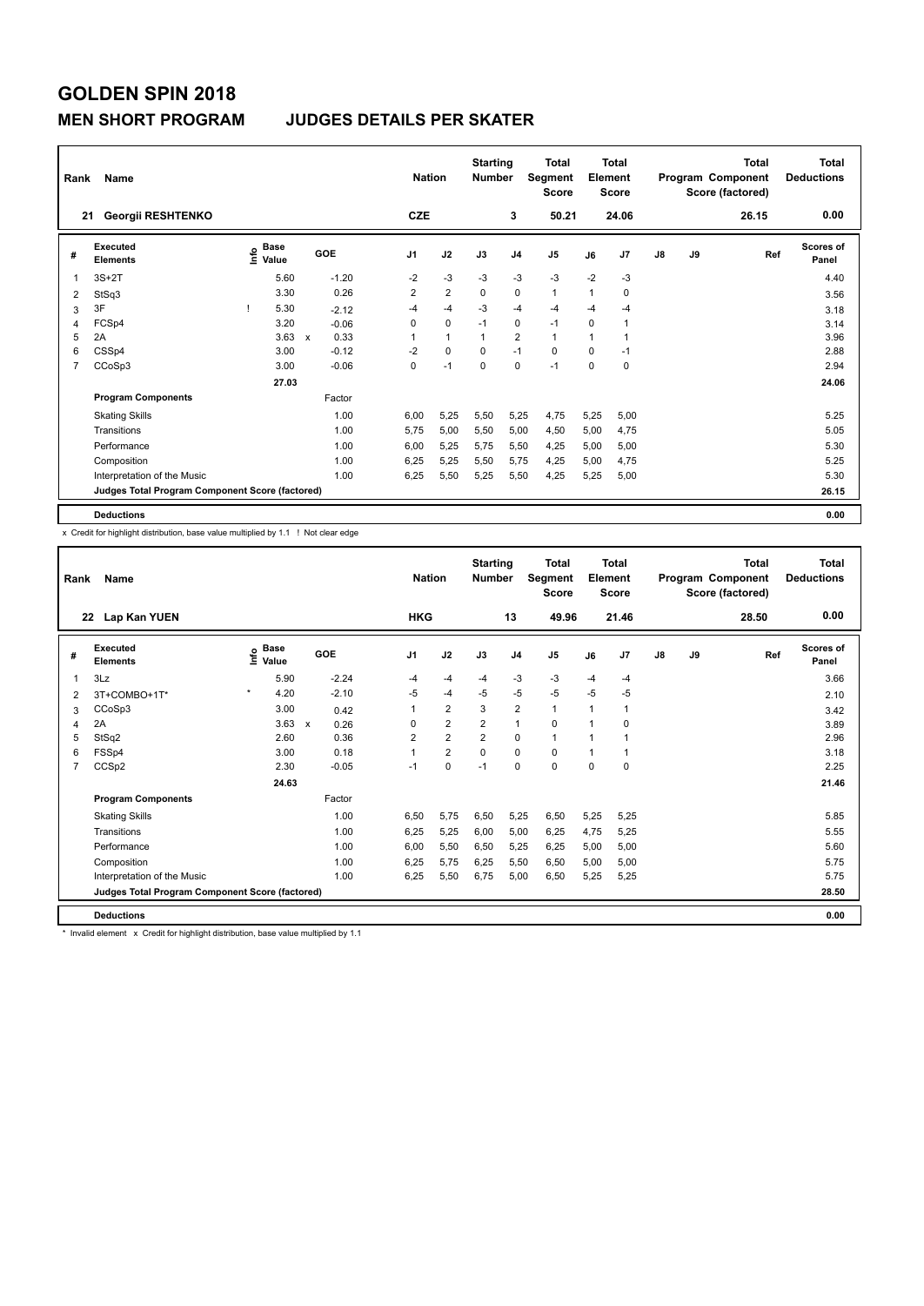# GOLDEN SPIN 2018

## MEN SHORT PROGRAM JUDGES DETAILS PER SKATER

| Rank | Name | Nation | Starting Number | Total Segment Score | Total Element Score | Total Program Component Score (factored) | Total Deductions |
|---|---|---|---|---|---|---|---|
| 21 | Georgii RESHTENKO | CZE | 3 | 50.21 | 24.06 | 26.15 | 0.00 |

| # | Executed Elements | Info | Base Value | | GOE | J1 | J2 | J3 | J4 | J5 | J6 | J7 | J8 | J9 | Ref | Scores of Panel |
|---|---|---|---|---|---|---|---|---|---|---|---|---|---|---|---|---|
| 1 | 3S+2T | | 5.60 | | -1.20 | -2 | -3 | -3 | -3 | -3 | -2 | -3 | | | | 4.40 |
| 2 | StSq3 | | 3.30 | | 0.26 | 2 | 2 | 0 | 0 | 1 | 1 | 0 | | | | 3.56 |
| 3 | 3F | ! | 5.30 | | -2.12 | -4 | -4 | -3 | -4 | -4 | -4 | -4 | | | | 3.18 |
| 4 | FCSp4 | | 3.20 | | -0.06 | 0 | 0 | -1 | 0 | -1 | 0 | 1 | | | | 3.14 |
| 5 | 2A | | 3.63 | x | 0.33 | 1 | 1 | 1 | 2 | 1 | 1 | 1 | | | | 3.96 |
| 6 | CSSp4 | | 3.00 | | -0.12 | -2 | 0 | 0 | -1 | 0 | 0 | -1 | | | | 2.88 |
| 7 | CCoSp3 | | 3.00 | | -0.06 | 0 | -1 | 0 | 0 | -1 | 0 | 0 | | | | 2.94 |
| | | | 27.03 | | | | | | | | | | | | | 24.06 |
| | **Program Components** | | | | Factor | | | | | | | | | | | |
| | Skating Skills | | | | 1.00 | 6,00 | 5,25 | 5,50 | 5,25 | 4,75 | 5,25 | 5,00 | | | | 5.25 |
| | Transitions | | | | 1.00 | 5,75 | 5,00 | 5,50 | 5,00 | 4,50 | 5,00 | 4,75 | | | | 5.05 |
| | Performance | | | | 1.00 | 6,00 | 5,25 | 5,75 | 5,50 | 4,25 | 5,00 | 5,00 | | | | 5.30 |
| | Composition | | | | 1.00 | 6,25 | 5,25 | 5,50 | 5,75 | 4,25 | 5,00 | 4,75 | | | | 5.25 |
| | Interpretation of the Music | | | | 1.00 | 6,25 | 5,50 | 5,25 | 5,50 | 4,25 | 5,25 | 5,00 | | | | 5.30 |
| | **Judges Total Program Component Score (factored)** | | | | | | | | | | | | | | | 26.15 |
| | **Deductions** | | | | | | | | | | | | | | | 0.00 |

x Credit for highlight distribution, base value multiplied by 1.1 ! Not clear edge

| Rank | Name | Nation | Starting Number | Total Segment Score | Total Element Score | Total Program Component Score (factored) | Total Deductions |
|---|---|---|---|---|---|---|---|
| 22 | Lap Kan YUEN | HKG | 13 | 49.96 | 21.46 | 28.50 | 0.00 |

| # | Executed Elements | Info | Base Value | | GOE | J1 | J2 | J3 | J4 | J5 | J6 | J7 | J8 | J9 | Ref | Scores of Panel |
|---|---|---|---|---|---|---|---|---|---|---|---|---|---|---|---|---|
| 1 | 3Lz | | 5.90 | | -2.24 | -4 | -4 | -4 | -3 | -3 | -4 | -4 | | | | 3.66 |
| 2 | 3T+COMBO+1T* | * | 4.20 | | -2.10 | -5 | -4 | -5 | -5 | -5 | -5 | -5 | | | | 2.10 |
| 3 | CCoSp3 | | 3.00 | | 0.42 | 1 | 2 | 3 | 2 | 1 | 1 | 1 | | | | 3.42 |
| 4 | 2A | | 3.63 | x | 0.26 | 0 | 2 | 2 | 1 | 0 | 1 | 0 | | | | 3.89 |
| 5 | StSq2 | | 2.60 | | 0.36 | 2 | 2 | 2 | 0 | 1 | 1 | 1 | | | | 2.96 |
| 6 | FSSp4 | | 3.00 | | 0.18 | 1 | 2 | 0 | 0 | 0 | 1 | 1 | | | | 3.18 |
| 7 | CCSp2 | | 2.30 | | -0.05 | -1 | 0 | -1 | 0 | 0 | 0 | 0 | | | | 2.25 |
| | | | 24.63 | | | | | | | | | | | | | 21.46 |
| | **Program Components** | | | | Factor | | | | | | | | | | | |
| | Skating Skills | | | | 1.00 | 6,50 | 5,75 | 6,50 | 5,25 | 6,50 | 5,25 | 5,25 | | | | 5.85 |
| | Transitions | | | | 1.00 | 6,25 | 5,25 | 6,00 | 5,00 | 6,25 | 4,75 | 5,25 | | | | 5.55 |
| | Performance | | | | 1.00 | 6,00 | 5,50 | 6,50 | 5,25 | 6,25 | 5,00 | 5,00 | | | | 5.60 |
| | Composition | | | | 1.00 | 6,25 | 5,75 | 6,25 | 5,50 | 6,50 | 5,00 | 5,00 | | | | 5.75 |
| | Interpretation of the Music | | | | 1.00 | 6,25 | 5,50 | 6,75 | 5,00 | 6,50 | 5,25 | 5,25 | | | | 5.75 |
| | **Judges Total Program Component Score (factored)** | | | | | | | | | | | | | | | 28.50 |
| | **Deductions** | | | | | | | | | | | | | | | 0.00 |

* Invalid element x Credit for highlight distribution, base value multiplied by 1.1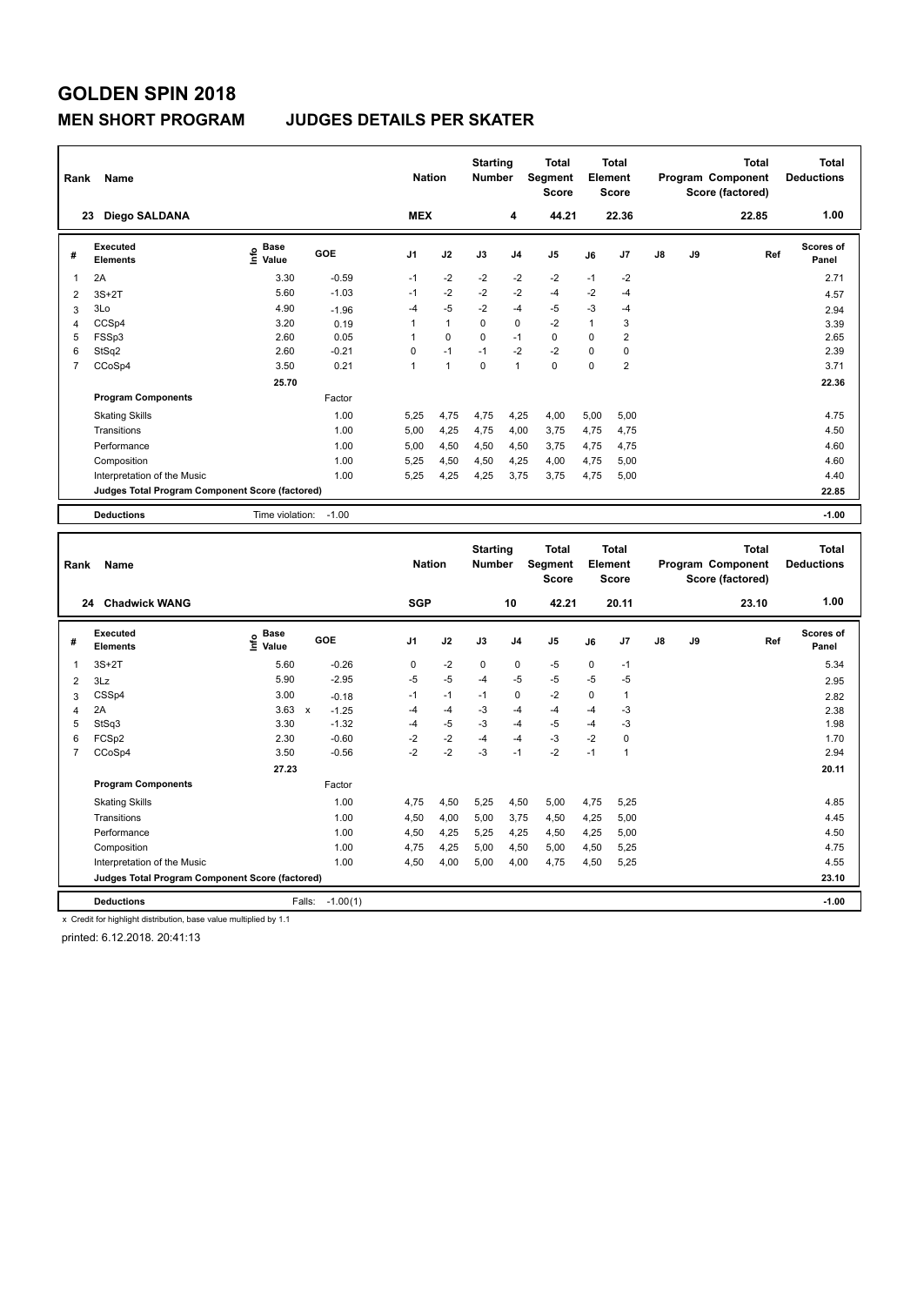# GOLDEN SPIN 2018

## MEN SHORT PROGRAM JUDGES DETAILS PER SKATER

| Rank | Name | Nation | Starting Number | Total Segment Score | Total Element Score | Total Program Component Score (factored) | Total Deductions |
|---|---|---|---|---|---|---|---|
| 23 | Diego SALDANA | MEX | 4 | 44.21 | 22.36 | 22.85 | 1.00 |

| # | Executed Elements | Info | Base Value | | GOE | J1 | J2 | J3 | J4 | J5 | J6 | J7 | J8 | J9 | Ref | Scores of Panel |
|---|---|---|---|---|---|---|---|---|---|---|---|---|---|---|---|---|
| 1 | 2A | | 3.30 | | -0.59 | -1 | -2 | -2 | -2 | -2 | -1 | -2 | | | | 2.71 |
| 2 | 3S+2T | | 5.60 | | -1.03 | -1 | -2 | -2 | -2 | -4 | -2 | -4 | | | | 4.57 |
| 3 | 3Lo | | 4.90 | | -1.96 | -4 | -5 | -2 | -4 | -5 | -3 | -4 | | | | 2.94 |
| 4 | CCSp4 | | 3.20 | | 0.19 | 1 | 1 | 0 | 0 | -2 | 1 | 3 | | | | 3.39 |
| 5 | FSSp3 | | 2.60 | | 0.05 | 1 | 0 | 0 | -1 | 0 | 0 | 2 | | | | 2.65 |
| 6 | StSq2 | | 2.60 | | -0.21 | 0 | -1 | -1 | -2 | -2 | 0 | 0 | | | | 2.39 |
| 7 | CCoSp4 | | 3.50 | | 0.21 | 1 | 1 | 0 | 1 | 0 | 0 | 2 | | | | 3.71 |
| | | | 25.70 | | | | | | | | | | | | | 22.36 |
| | **Program Components** | | | | Factor | | | | | | | | | | | |
| | Skating Skills | | | | 1.00 | 5,25 | 4,75 | 4,75 | 4,25 | 4,00 | 5,00 | 5,00 | | | | 4.75 |
| | Transitions | | | | 1.00 | 5,00 | 4,25 | 4,75 | 4,00 | 3,75 | 4,75 | 4,75 | | | | 4.50 |
| | Performance | | | | 1.00 | 5,00 | 4,50 | 4,50 | 4,50 | 3,75 | 4,75 | 4,75 | | | | 4.60 |
| | Composition | | | | 1.00 | 5,25 | 4,50 | 4,50 | 4,25 | 4,00 | 4,75 | 5,00 | | | | 4.60 |
| | Interpretation of the Music | | | | 1.00 | 5,25 | 4,25 | 4,25 | 3,75 | 3,75 | 4,75 | 5,00 | | | | 4.40 |
| | **Judges Total Program Component Score (factored)** | | | | | | | | | | | | | | | 22.85 |
| | **Deductions** | | Time violation: | | -1.00 | | | | | | | | | | | -1.00 |

| Rank | Name | Nation | Starting Number | Total Segment Score | Total Element Score | Total Program Component Score (factored) | Total Deductions |
|---|---|---|---|---|---|---|---|
| 24 | Chadwick WANG | SGP | 10 | 42.21 | 20.11 | 23.10 | 1.00 |

| # | Executed Elements | Info | Base Value | | GOE | J1 | J2 | J3 | J4 | J5 | J6 | J7 | J8 | J9 | Ref | Scores of Panel |
|---|---|---|---|---|---|---|---|---|---|---|---|---|---|---|---|---|
| 1 | 3S+2T | | 5.60 | | -0.26 | 0 | -2 | 0 | 0 | -5 | 0 | -1 | | | | 5.34 |
| 2 | 3Lz | | 5.90 | | -2.95 | -5 | -5 | -4 | -5 | -5 | -5 | -5 | | | | 2.95 |
| 3 | CSSp4 | | 3.00 | | -0.18 | -1 | -1 | -1 | 0 | -2 | 0 | 1 | | | | 2.82 |
| 4 | 2A | | 3.63 | x | -1.25 | -4 | -4 | -3 | -4 | -4 | -4 | -3 | | | | 2.38 |
| 5 | StSq3 | | 3.30 | | -1.32 | -4 | -5 | -3 | -4 | -5 | -4 | -3 | | | | 1.98 |
| 6 | FCSp2 | | 2.30 | | -0.60 | -2 | -2 | -4 | -4 | -3 | -2 | 0 | | | | 1.70 |
| 7 | CCoSp4 | | 3.50 | | -0.56 | -2 | -2 | -3 | -1 | -2 | -1 | 1 | | | | 2.94 |
| | | | 27.23 | | | | | | | | | | | | | 20.11 |
| | **Program Components** | | | | Factor | | | | | | | | | | | |
| | Skating Skills | | | | 1.00 | 4,75 | 4,50 | 5,25 | 4,50 | 5,00 | 4,75 | 5,25 | | | | 4.85 |
| | Transitions | | | | 1.00 | 4,50 | 4,00 | 5,00 | 3,75 | 4,50 | 4,25 | 5,00 | | | | 4.45 |
| | Performance | | | | 1.00 | 4,50 | 4,25 | 5,25 | 4,25 | 4,50 | 4,25 | 5,00 | | | | 4.50 |
| | Composition | | | | 1.00 | 4,75 | 4,25 | 5,00 | 4,50 | 5,00 | 4,50 | 5,25 | | | | 4.75 |
| | Interpretation of the Music | | | | 1.00 | 4,50 | 4,00 | 5,00 | 4,00 | 4,75 | 4,50 | 5,25 | | | | 4.55 |
| | **Judges Total Program Component Score (factored)** | | | | | | | | | | | | | | | 23.10 |
| | **Deductions** | | Falls: | | -1.00(1) | | | | | | | | | | | -1.00 |

x Credit for highlight distribution, base value multiplied by 1.1

printed: 6.12.2018. 20:41:13